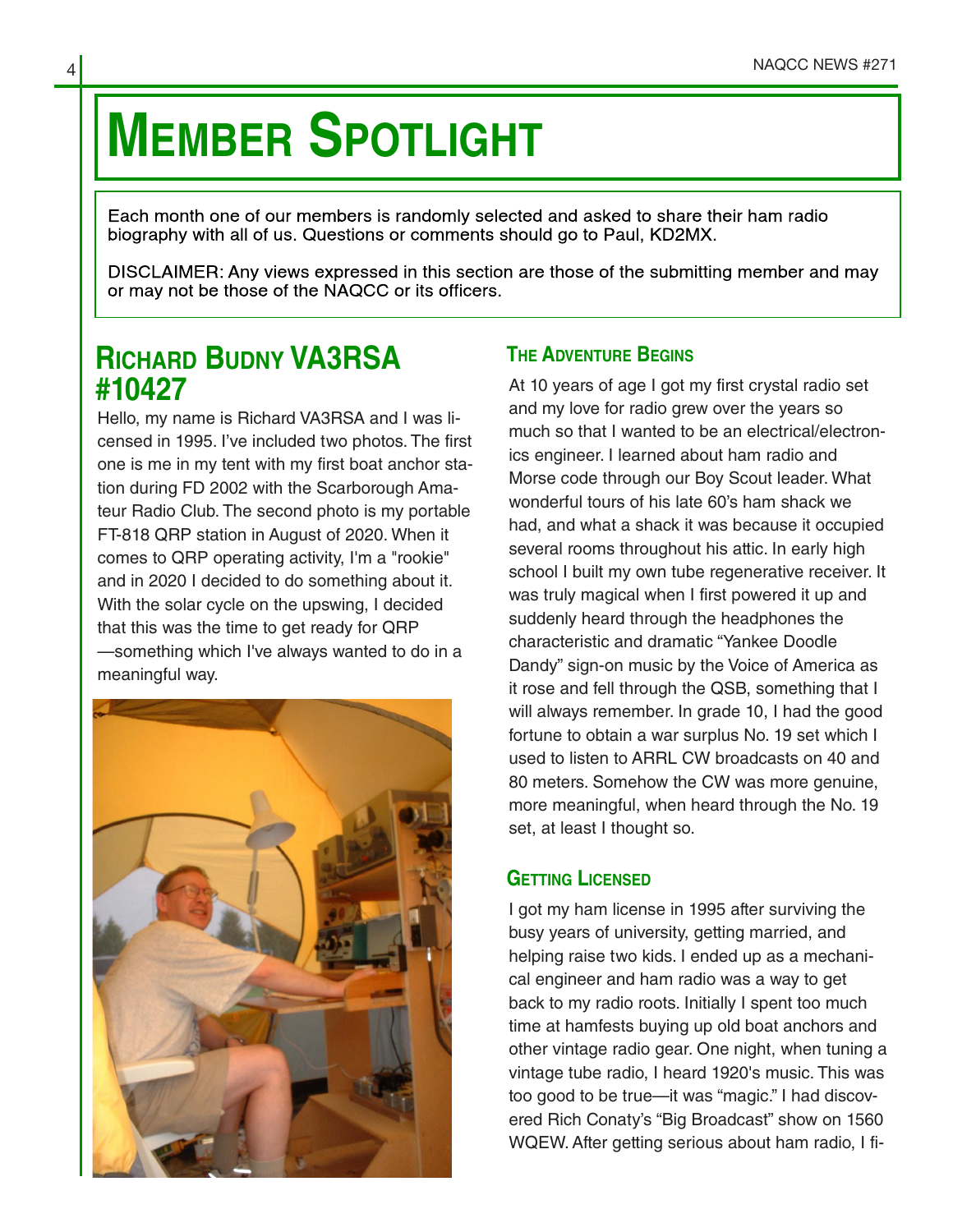# Member Spotlight

Each month one of our members is randomly selected and asked to share their ham radio biography with all of us. Questions or comments should go to Paul, KD2MX.

DISCLAIMER: Any views expressed in this section are those of the submitting member and may or may not be those of the NAQCC or its officers.

## Richard Budny VA3RSA #10427

Hello, my name is Richard VA3RSA and I was licensed in 1995. I've included two photos. The first one is me in my tent with my first boat anchor station during FD 2002 with the Scarborough Amateur Radio Club. The second photo is my portable FT-818 QRP station in August of 2020. When it comes to QRP operating activity, I'm a "rookie" and in 2020 I decided to do something about it. With the solar cycle on the upswing, I decided that this was the time to get ready for QRP—something which I've always wanted to do in a meaningful way.

### The Adventure Begins

At 10 years of age I got my first crystal radio set and my love for radio grew over the years so much so that I wanted to be an electrical/electronics engineer. I learned about ham radio and Morse code through our Boy Scout leader. What wonderful tours of his late 60's ham shack we had, and what a shack it was because it occupied several rooms throughout his attic. In early high school I built my own tube regenerative receiver. It was truly magical when I first powered it up and suddenly heard through the headphones the characteristic and dramatic "Yankee Doodle Dandy" sign-on music by the Voice of America as it rose and fell through the QSB, something that I will always remember. In grade 10, I had the good fortune to obtain a war surplus No. 19 set which I used to listen to ARRL CW broadcasts on 40 and 80 meters. Somehow the CW was more genuine, more meaningful, when heard through the No. 19 set, at least I thought so.

### Getting Licensed

I got my ham license in 1995 after surviving the busy years of university, getting married, and helping raise two kids. I ended up as a mechanical engineer and ham radio was a way to get back to my radio roots. Initially I spent too much time at hamfests buying up old boat anchors and other vintage radio gear. One night, when tuning a vintage tube radio, I heard 1920's music. This was too good to be true—it was "magic." I had discovered Rich Conaty's "Big Broadcast" show on 1560 WQEW. After getting serious about ham radio, I fi-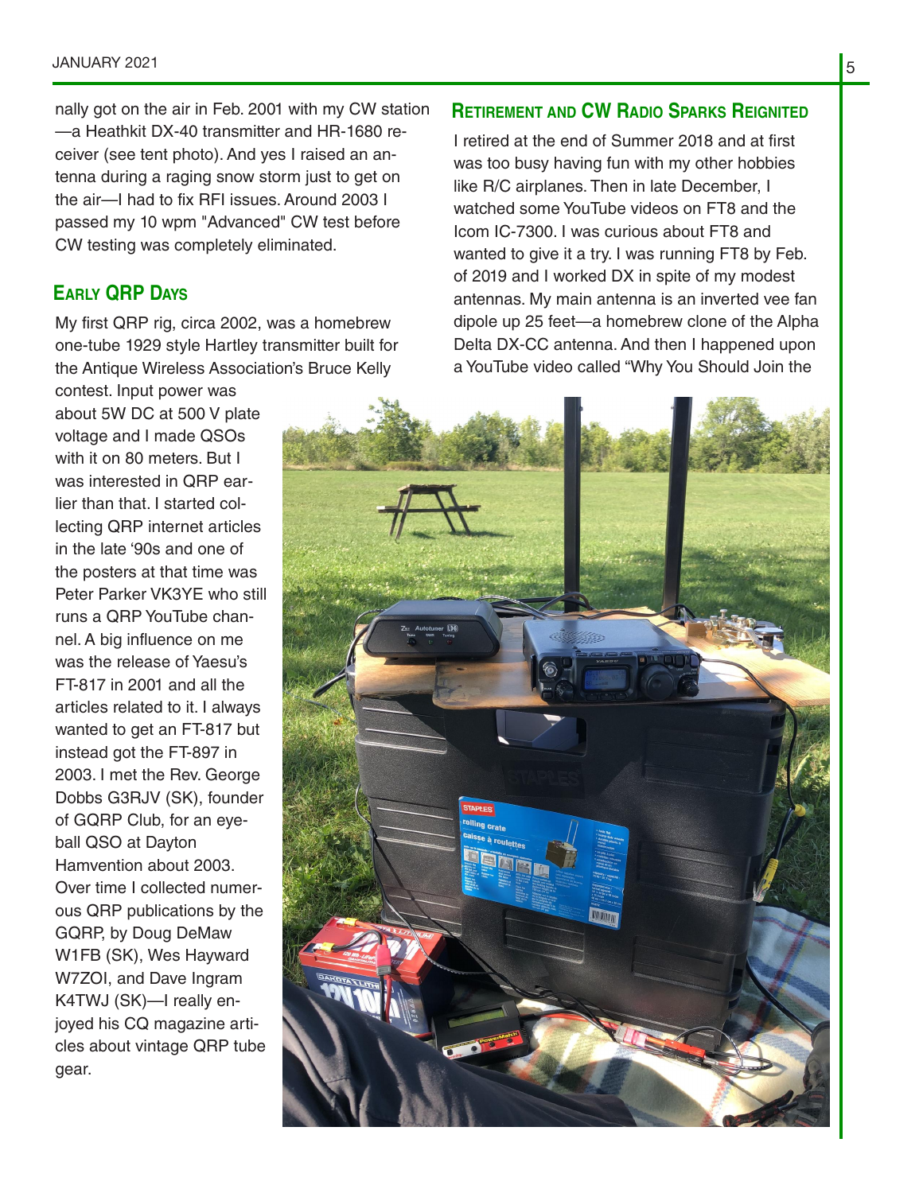nally got on the air in Feb. 2001 with my CW station—a Heathkit DX-40 transmitter and HR-1680 receiver (see tent photo). And yes I raised an antenna during a raging snow storm just to get on the air—I had to fix RFI issues. Around 2003 I passed my 10 wpm "Advanced" CW test before CW testing was completely eliminated.

## Early QRP Days

My first QRP rig, circa 2002, was a homebrew one-tube 1929 style Hartley transmitter built for the Antique Wireless Association's Bruce Kelly contest. Input power was about 5W DC at 500 V plate voltage and I made QSOs with it on 80 meters. But I was interested in QRP earlier than that. I started collecting QRP internet articles in the late '90s and one of the posters at that time was Peter Parker VK3YE who still runs a QRP YouTube channel. A big influence on me was the release of Yaesu's FT-817 in 2001 and all the articles related to it. I always wanted to get an FT-817 but instead got the FT-897 in 2003. I met the Rev. George Dobbs G3RJV (SK), founder of GQRP Club, for an eyeball QSO at Dayton Hamvention about 2003. Over time I collected numerous QRP publications by the GQRP, by Doug DeMaw W1FB (SK), Wes Hayward W7ZOI, and Dave Ingram K4TWJ (SK)—I really enjoyed his CQ magazine articles about vintage QRP tube gear.

## Retirement and CW Radio Sparks Reignited

I retired at the end of Summer 2018 and at first was too busy having fun with my other hobbies like R/C airplanes. Then in late December, I watched some YouTube videos on FT8 and the Icom IC-7300. I was curious about FT8 and wanted to give it a try. I was running FT8 by Feb. of 2019 and I worked DX in spite of my modest antennas. My main antenna is an inverted vee fan dipole up 25 feet—a homebrew clone of the Alpha Delta DX-CC antenna. And then I happened upon a YouTube video called "Why You Should Join the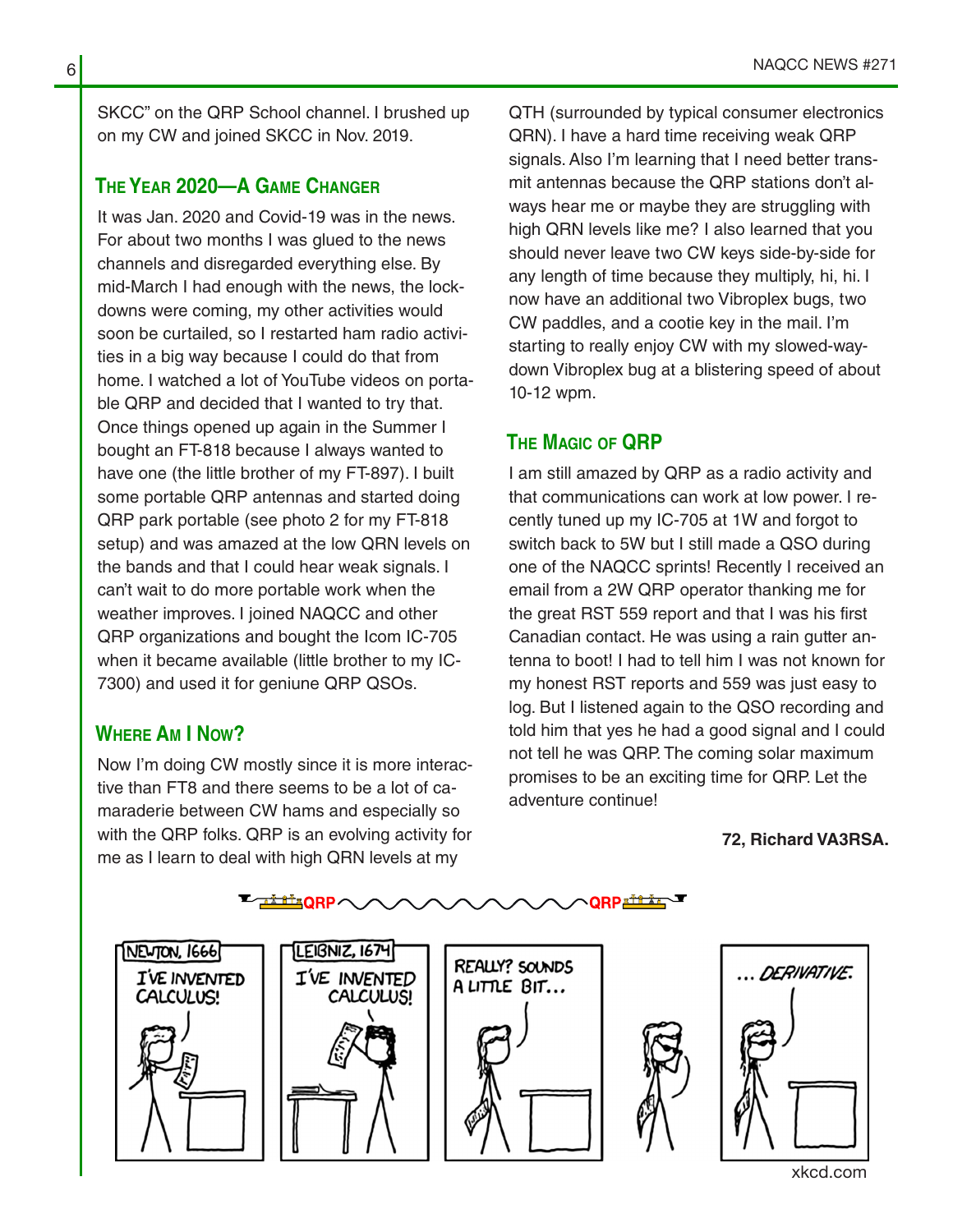SKCC" on the QRP School channel. I brushed up on my CW and joined SKCC in Nov. 2019.

### The Year 2020—A Game Changer

It was Jan. 2020 and Covid-19 was in the news. For about two months I was glued to the news channels and disregarded everything else. By mid-March I had enough with the news, the lockdowns were coming, my other activities would soon be curtailed, so I restarted ham radio activities in a big way because I could do that from home. I watched a lot of YouTube videos on portable QRP and decided that I wanted to try that. Once things opened up again in the Summer I bought an FT-818 because I always wanted to have one (the little brother of my FT-897). I built some portable QRP antennas and started doing QRP park portable (see photo 2 for my FT-818 setup) and was amazed at the low QRN levels on the bands and that I could hear weak signals. I can't wait to do more portable work when the weather improves. I joined NAQCC and other QRP organizations and bought the Icom IC-705 when it became available (little brother to my IC-7300) and used it for geniune QRP QSOs.

### Where Am I Now?

Now I'm doing CW mostly since it is more interactive than FT8 and there seems to be a lot of camaraderie between CW hams and especially so with the QRP folks. QRP is an evolving activity for me as I learn to deal with high QRN levels at my QTH (surrounded by typical consumer electronics QRN). I have a hard time receiving weak QRP signals. Also I'm learning that I need better transmit antennas because the QRP stations don't always hear me or maybe they are struggling with high QRN levels like me? I also learned that you should never leave two CW keys side-by-side for any length of time because they multiply, hi, hi. I now have an additional two Vibroplex bugs, two CW paddles, and a cootie key in the mail. I'm starting to really enjoy CW with my slowed-way-down Vibroplex bug at a blistering speed of about 10-12 wpm.

### The Magic of QRP

I am still amazed by QRP as a radio activity and that communications can work at low power. I recently tuned up my IC-705 at 1W and forgot to switch back to 5W but I still made a QSO during one of the NAQCC sprints! Recently I received an email from a 2W QRP operator thanking me for the great RST 559 report and that I was his first Canadian contact. He was using a rain gutter antenna to boot! I had to tell him I was not known for my honest RST reports and 559 was just easy to log. But I listened again to the QSO recording and told him that yes he had a good signal and I could not tell he was QRP. The coming solar maximum promises to be an exciting time for QRP. Let the adventure continue!

**72, Richard VA3RSA.**

xkcd.com